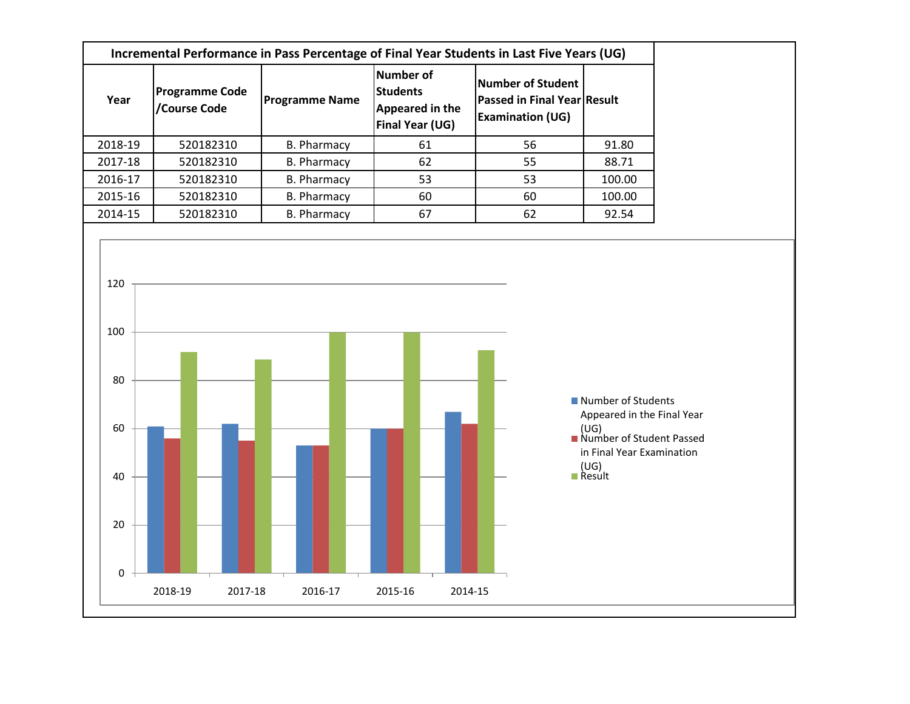| Incremental Performance in Pass Percentage of Final Year Students in Last Five Years (UG) | | | | | |
|---|---|---|---|---|---|
| **Year** | **Programme Code /Course Code** | **Programme Name** | **Number of Students Appeared in the Final Year (UG)** | **Number of Student Passed in Final Year Examination (UG)** | **Result** |
| 2018-19 | 520182310 | B. Pharmacy | 61 | 56 | 91.80 |
| 2017-18 | 520182310 | B. Pharmacy | 62 | 55 | 88.71 |
| 2016-17 | 520182310 | B. Pharmacy | 53 | 53 | 100.00 |
| 2015-16 | 520182310 | B. Pharmacy | 60 | 60 | 100.00 |
| 2014-15 | 520182310 | B. Pharmacy | 67 | 62 | 92.54 |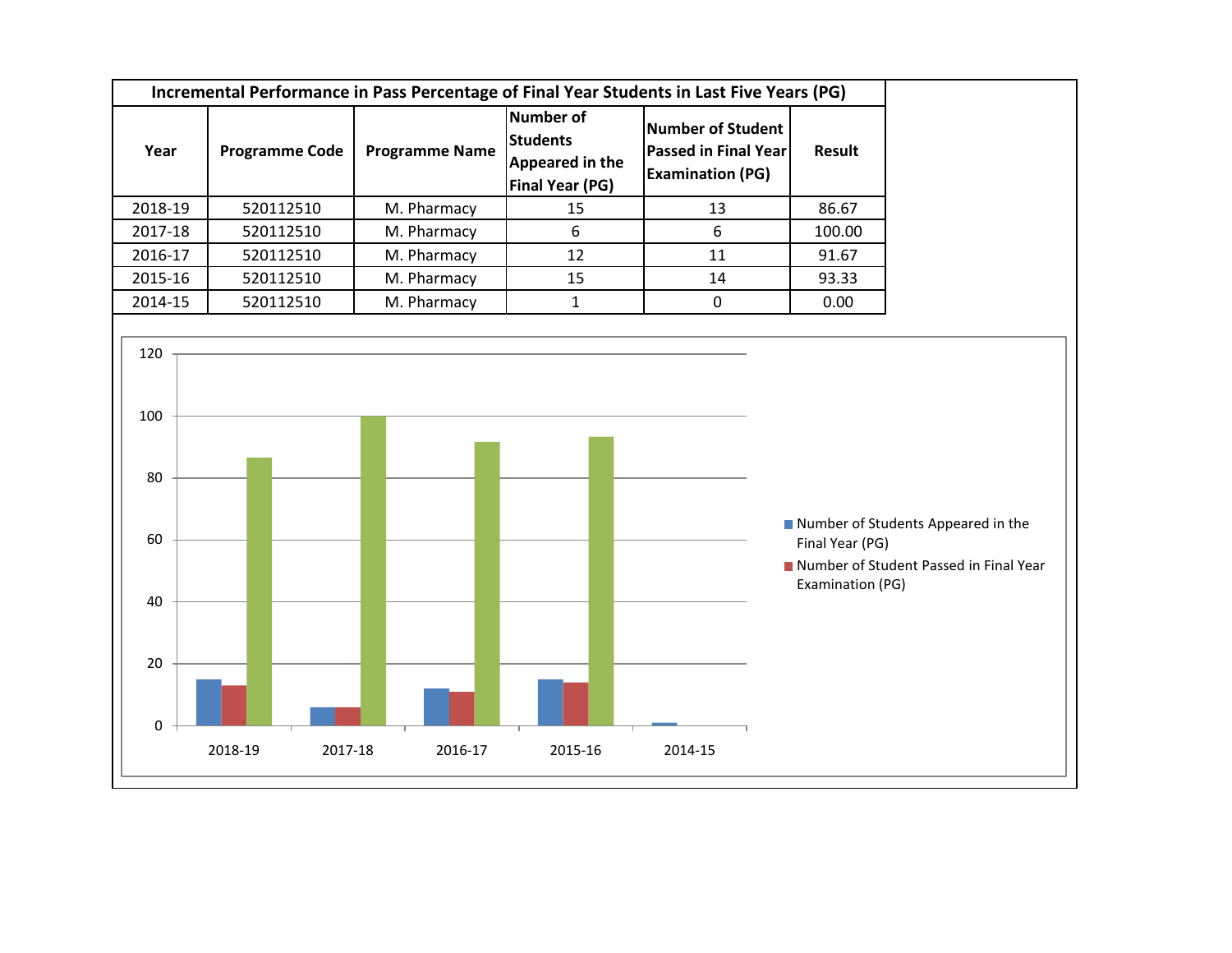| Incremental Performance in Pass Percentage of Final Year Students in Last Five Years (PG) | | | | | |
|---|---|---|---|---|---|
| Year | Programme Code | Programme Name | Number of Students Appeared in the Final Year (PG) | Number of Student Passed in Final Year Examination (PG) | Result |
| 2018-19 | 520112510 | M. Pharmacy | 15 | 13 | 86.67 |
| 2017-18 | 520112510 | M. Pharmacy | 6 | 6 | 100.00 |
| 2016-17 | 520112510 | M. Pharmacy | 12 | 11 | 91.67 |
| 2015-16 | 520112510 | M. Pharmacy | 15 | 14 | 93.33 |
| 2014-15 | 520112510 | M. Pharmacy | 1 | 0 | 0.00 |

120
100
80
60
40
20
0

2018-19
2017-18
2016-17
2015-16
2014-15

Number of Students Appeared in the Final Year (PG)
Number of Student Passed in Final Year Examination (PG)